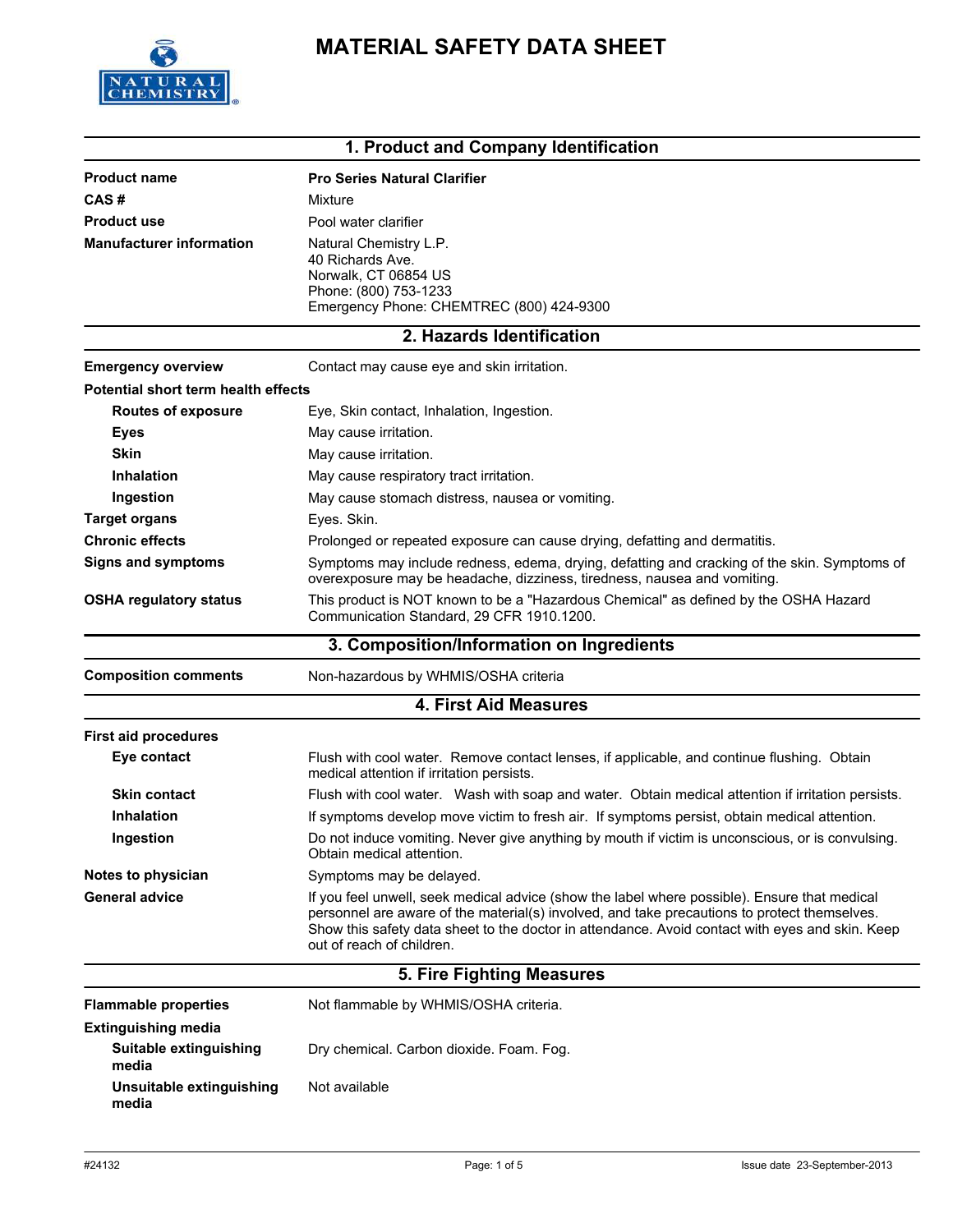# MATERIAL SAFETY DATA SHEET

## 1. Product and Company Identification

| | |
|---|---|
| **Product name** | **Pro Series Natural Clarifier** |
| **CAS #** | Mixture |
| **Product use** | Pool water clarifier |
| **Manufacturer information** | Natural Chemistry L.P.<br>40 Richards Ave.<br>Norwalk, CT 06854 US<br>Phone: (800) 753-1233<br>Emergency Phone: CHEMTREC (800) 424-9300 |

## 2. Hazards Identification

| | |
|---|---|
| **Emergency overview** | Contact may cause eye and skin irritation. |
| **Potential short term health effects** | |
| **Routes of exposure** | Eye, Skin contact, Inhalation, Ingestion. |
| **Eyes** | May cause irritation. |
| **Skin** | May cause irritation. |
| **Inhalation** | May cause respiratory tract irritation. |
| **Ingestion** | May cause stomach distress, nausea or vomiting. |
| **Target organs** | Eyes. Skin. |
| **Chronic effects** | Prolonged or repeated exposure can cause drying, defatting and dermatitis. |
| **Signs and symptoms** | Symptoms may include redness, edema, drying, defatting and cracking of the skin. Symptoms of overexposure may be headache, dizziness, tiredness, nausea and vomiting. |
| **OSHA regulatory status** | This product is NOT known to be a "Hazardous Chemical" as defined by the OSHA Hazard Communication Standard, 29 CFR 1910.1200. |

## 3. Composition/Information on Ingredients

| | |
|---|---|
| **Composition comments** | Non-hazardous by WHMIS/OSHA criteria |

## 4. First Aid Measures

| | |
|---|---|
| **First aid procedures** | |
| **Eye contact** | Flush with cool water. Remove contact lenses, if applicable, and continue flushing. Obtain medical attention if irritation persists. |
| **Skin contact** | Flush with cool water. Wash with soap and water. Obtain medical attention if irritation persists. |
| **Inhalation** | If symptoms develop move victim to fresh air. If symptoms persist, obtain medical attention. |
| **Ingestion** | Do not induce vomiting. Never give anything by mouth if victim is unconscious, or is convulsing. Obtain medical attention. |
| **Notes to physician** | Symptoms may be delayed. |
| **General advice** | If you feel unwell, seek medical advice (show the label where possible). Ensure that medical personnel are aware of the material(s) involved, and take precautions to protect themselves. Show this safety data sheet to the doctor in attendance. Avoid contact with eyes and skin. Keep out of reach of children. |

## 5. Fire Fighting Measures

| | |
|---|---|
| **Flammable properties** | Not flammable by WHMIS/OSHA criteria. |
| **Extinguishing media** | |
| **Suitable extinguishing media** | Dry chemical. Carbon dioxide. Foam. Fog. |
| **Unsuitable extinguishing media** | Not available |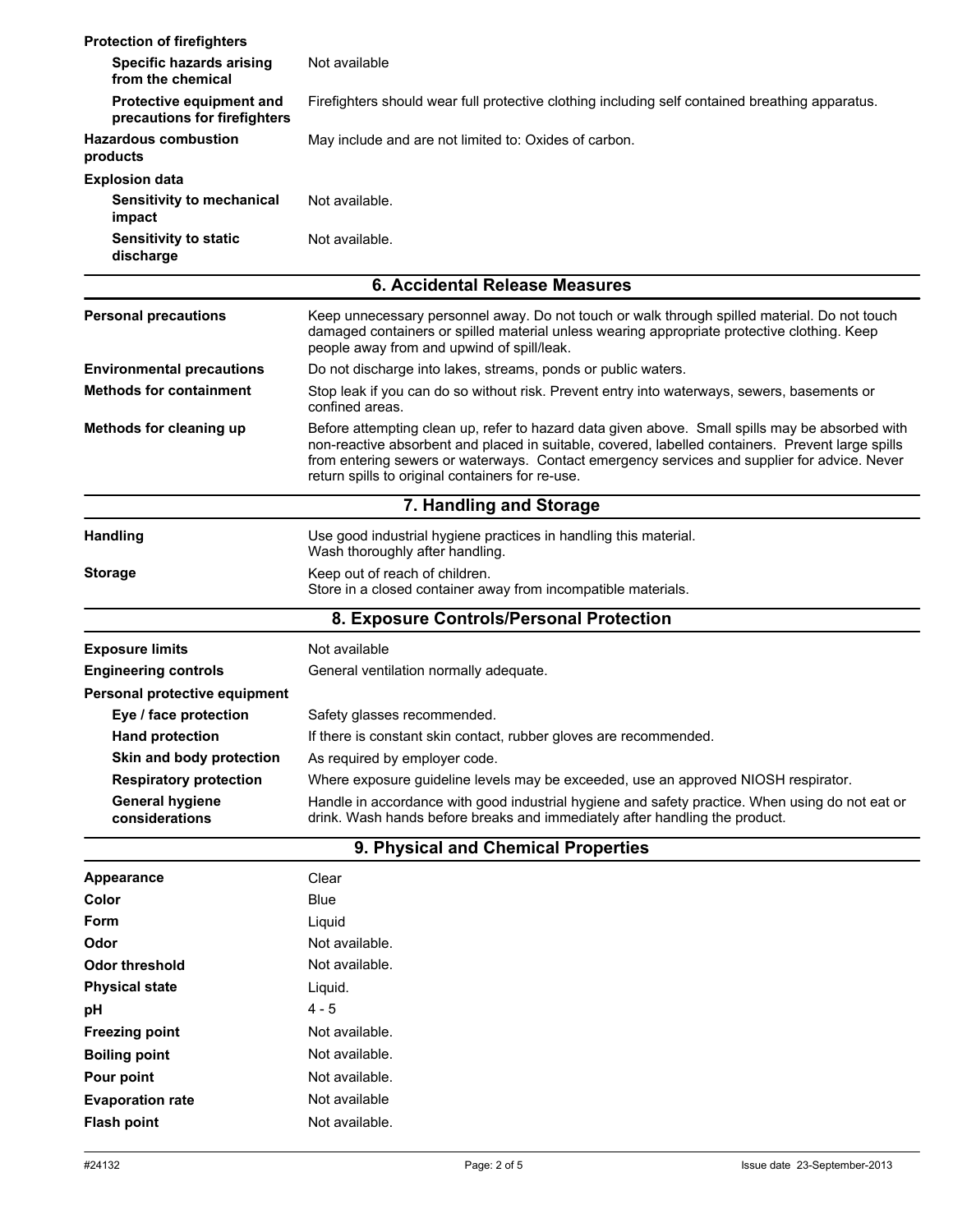**Protection of firefighters**

| | |
|---|---|
| **Specific hazards arising from the chemical** | Not available |
| **Protective equipment and precautions for firefighters** | Firefighters should wear full protective clothing including self contained breathing apparatus. |
| **Hazardous combustion products** | May include and are not limited to: Oxides of carbon. |

**Explosion data**

| | |
|---|---|
| **Sensitivity to mechanical impact** | Not available. |
| **Sensitivity to static discharge** | Not available. |

## 6. Accidental Release Measures

| | |
|---|---|
| **Personal precautions** | Keep unnecessary personnel away. Do not touch or walk through spilled material. Do not touch damaged containers or spilled material unless wearing appropriate protective clothing. Keep people away from and upwind of spill/leak. |
| **Environmental precautions** | Do not discharge into lakes, streams, ponds or public waters. |
| **Methods for containment** | Stop leak if you can do so without risk. Prevent entry into waterways, sewers, basements or confined areas. |
| **Methods for cleaning up** | Before attempting clean up, refer to hazard data given above. Small spills may be absorbed with non-reactive absorbent and placed in suitable, covered, labelled containers. Prevent large spills from entering sewers or waterways. Contact emergency services and supplier for advice. Never return spills to original containers for re-use. |

## 7. Handling and Storage

| | |
|---|---|
| **Handling** | Use good industrial hygiene practices in handling this material.<br>Wash thoroughly after handling. |
| **Storage** | Keep out of reach of children.<br>Store in a closed container away from incompatible materials. |

## 8. Exposure Controls/Personal Protection

| | |
|---|---|
| **Exposure limits** | Not available |
| **Engineering controls** | General ventilation normally adequate. |

**Personal protective equipment**

| | |
|---|---|
| **Eye / face protection** | Safety glasses recommended. |
| **Hand protection** | If there is constant skin contact, rubber gloves are recommended. |
| **Skin and body protection** | As required by employer code. |
| **Respiratory protection** | Where exposure guideline levels may be exceeded, use an approved NIOSH respirator. |
| **General hygiene considerations** | Handle in accordance with good industrial hygiene and safety practice. When using do not eat or drink. Wash hands before breaks and immediately after handling the product. |

## 9. Physical and Chemical Properties

| | |
|---|---|
| **Appearance** | Clear |
| **Color** | Blue |
| **Form** | Liquid |
| **Odor** | Not available. |
| **Odor threshold** | Not available. |
| **Physical state** | Liquid. |
| **pH** | 4 - 5 |
| **Freezing point** | Not available. |
| **Boiling point** | Not available. |
| **Pour point** | Not available. |
| **Evaporation rate** | Not available |
| **Flash point** | Not available. |

#24132 Issue date 23-September-2013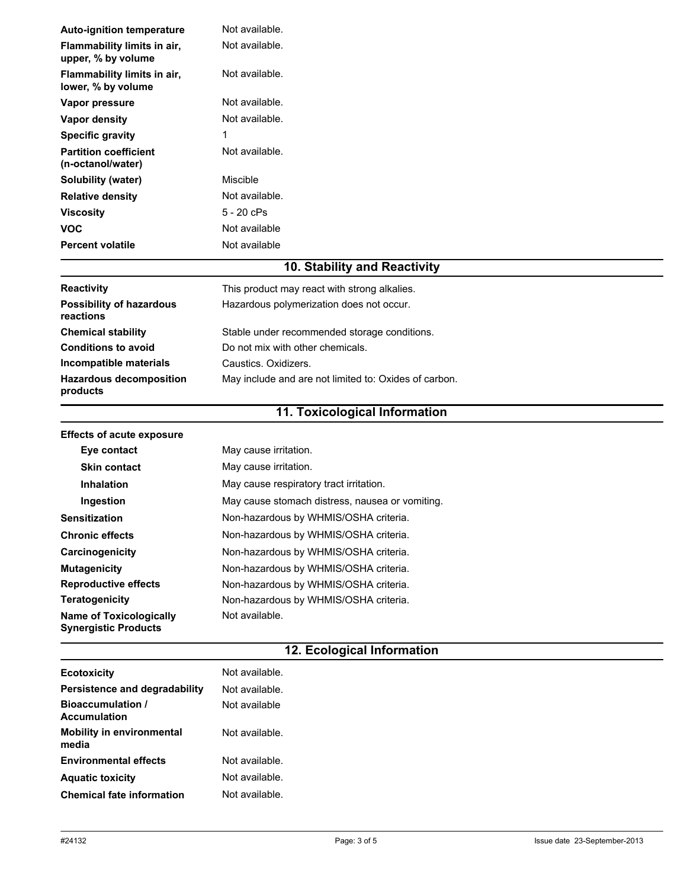| | |
|---|---|
| **Auto-ignition temperature** | Not available. |
| **Flammability limits in air, upper, % by volume** | Not available. |
| **Flammability limits in air, lower, % by volume** | Not available. |
| **Vapor pressure** | Not available. |
| **Vapor density** | Not available. |
| **Specific gravity** | 1 |
| **Partition coefficient (n-octanol/water)** | Not available. |
| **Solubility (water)** | Miscible |
| **Relative density** | Not available. |
| **Viscosity** | 5 - 20 cPs |
| **VOC** | Not available |
| **Percent volatile** | Not available |

## 10. Stability and Reactivity

| | |
|---|---|
| **Reactivity** | This product may react with strong alkalies. |
| **Possibility of hazardous reactions** | Hazardous polymerization does not occur. |
| **Chemical stability** | Stable under recommended storage conditions. |
| **Conditions to avoid** | Do not mix with other chemicals. |
| **Incompatible materials** | Caustics. Oxidizers. |
| **Hazardous decomposition products** | May include and are not limited to: Oxides of carbon. |

## 11. Toxicological Information

| | |
|---|---|
| **Effects of acute exposure** | |
| **Eye contact** | May cause irritation. |
| **Skin contact** | May cause irritation. |
| **Inhalation** | May cause respiratory tract irritation. |
| **Ingestion** | May cause stomach distress, nausea or vomiting. |
| **Sensitization** | Non-hazardous by WHMIS/OSHA criteria. |
| **Chronic effects** | Non-hazardous by WHMIS/OSHA criteria. |
| **Carcinogenicity** | Non-hazardous by WHMIS/OSHA criteria. |
| **Mutagenicity** | Non-hazardous by WHMIS/OSHA criteria. |
| **Reproductive effects** | Non-hazardous by WHMIS/OSHA criteria. |
| **Teratogenicity** | Non-hazardous by WHMIS/OSHA criteria. |
| **Name of Toxicologically Synergistic Products** | Not available. |

## 12. Ecological Information

| | |
|---|---|
| **Ecotoxicity** | Not available. |
| **Persistence and degradability** | Not available. |
| **Bioaccumulation / Accumulation** | Not available |
| **Mobility in environmental media** | Not available. |
| **Environmental effects** | Not available. |
| **Aquatic toxicity** | Not available. |
| **Chemical fate information** | Not available. |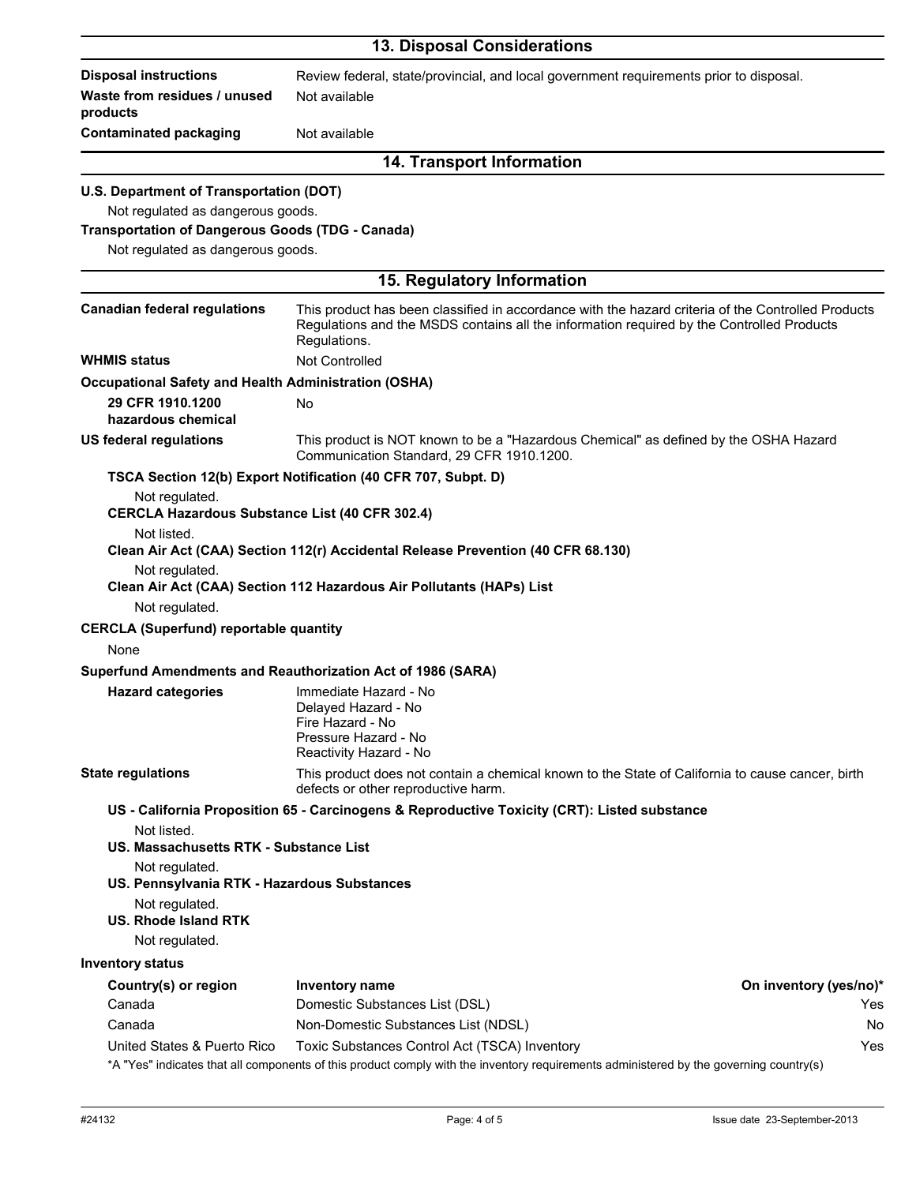## 13. Disposal Considerations

| | |
|---|---|
| **Disposal instructions** | Review federal, state/provincial, and local government requirements prior to disposal. |
| **Waste from residues / unused products** | Not available |
| **Contaminated packaging** | Not available |

## 14. Transport Information

**U.S. Department of Transportation (DOT)**

Not regulated as dangerous goods.

**Transportation of Dangerous Goods (TDG - Canada)**

Not regulated as dangerous goods.

## 15. Regulatory Information

| | |
|---|---|
| **Canadian federal regulations** | This product has been classified in accordance with the hazard criteria of the Controlled Products Regulations and the MSDS contains all the information required by the Controlled Products Regulations. |
| **WHMIS status** | Not Controlled |

**Occupational Safety and Health Administration (OSHA)**

| | |
|---|---|
| **29 CFR 1910.1200 hazardous chemical** | No |
| **US federal regulations** | This product is NOT known to be a "Hazardous Chemical" as defined by the OSHA Hazard Communication Standard, 29 CFR 1910.1200. |

**TSCA Section 12(b) Export Notification (40 CFR 707, Subpt. D)**

Not regulated.

**CERCLA Hazardous Substance List (40 CFR 302.4)**

Not listed.

**Clean Air Act (CAA) Section 112(r) Accidental Release Prevention (40 CFR 68.130)**

Not regulated.

**Clean Air Act (CAA) Section 112 Hazardous Air Pollutants (HAPs) List**

Not regulated.

**CERCLA (Superfund) reportable quantity**

None

**Superfund Amendments and Reauthorization Act of 1986 (SARA)**

**Hazard categories**

Immediate Hazard - No
Delayed Hazard - No
Fire Hazard - No
Pressure Hazard - No
Reactivity Hazard - No

**State regulations**

This product does not contain a chemical known to the State of California to cause cancer, birth defects or other reproductive harm.

**US - California Proposition 65 - Carcinogens & Reproductive Toxicity (CRT): Listed substance**

Not listed.

**US. Massachusetts RTK - Substance List**

Not regulated.

**US. Pennsylvania RTK - Hazardous Substances**

Not regulated.

**US. Rhode Island RTK**

Not regulated.

**Inventory status**

| Country(s) or region | Inventory name | On inventory (yes/no)* |
|---|---|---|
| Canada | Domestic Substances List (DSL) | Yes |
| Canada | Non-Domestic Substances List (NDSL) | No |
| United States & Puerto Rico | Toxic Substances Control Act (TSCA) Inventory | Yes |

*A "Yes" indicates that all components of this product comply with the inventory requirements administered by the governing country(s)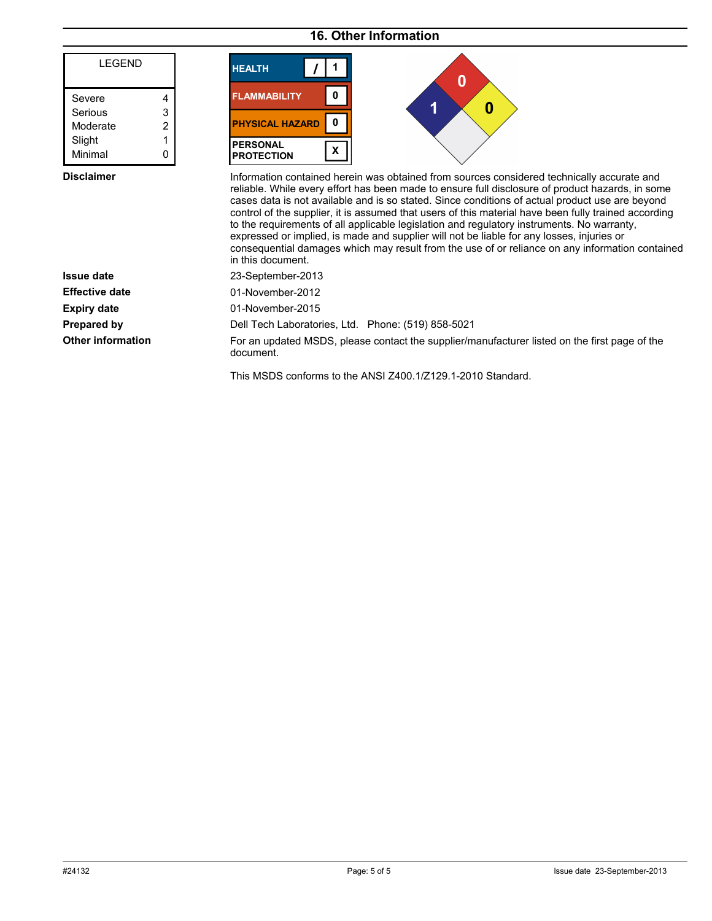## 16. Other Information

| LEGEND | |
|---|---|
| Severe | 4 |
| Serious | 3 |
| Moderate | 2 |
| Slight | 1 |
| Minimal | 0 |

| | | |
|---|---|---|
| HEALTH | / | 1 |
| FLAMMABILITY | | 0 |
| PHYSICAL HAZARD | | 0 |
| PERSONAL PROTECTION | | X |

0

1

0

**Disclaimer**

Information contained herein was obtained from sources considered technically accurate and reliable. While every effort has been made to ensure full disclosure of product hazards, in some cases data is not available and is so stated. Since conditions of actual product use are beyond control of the supplier, it is assumed that users of this material have been fully trained according to the requirements of all applicable legislation and regulatory instruments. No warranty, expressed or implied, is made and supplier will not be liable for any losses, injuries or consequential damages which may result from the use of or reliance on any information contained in this document.

**Issue date** 23-September-2013

**Effective date** 01-November-2012

**Expiry date** 01-November-2015

**Prepared by** Dell Tech Laboratories, Ltd. Phone: (519) 858-5021

**Other information** For an updated MSDS, please contact the supplier/manufacturer listed on the first page of the document.

This MSDS conforms to the ANSI Z400.1/Z129.1-2010 Standard.